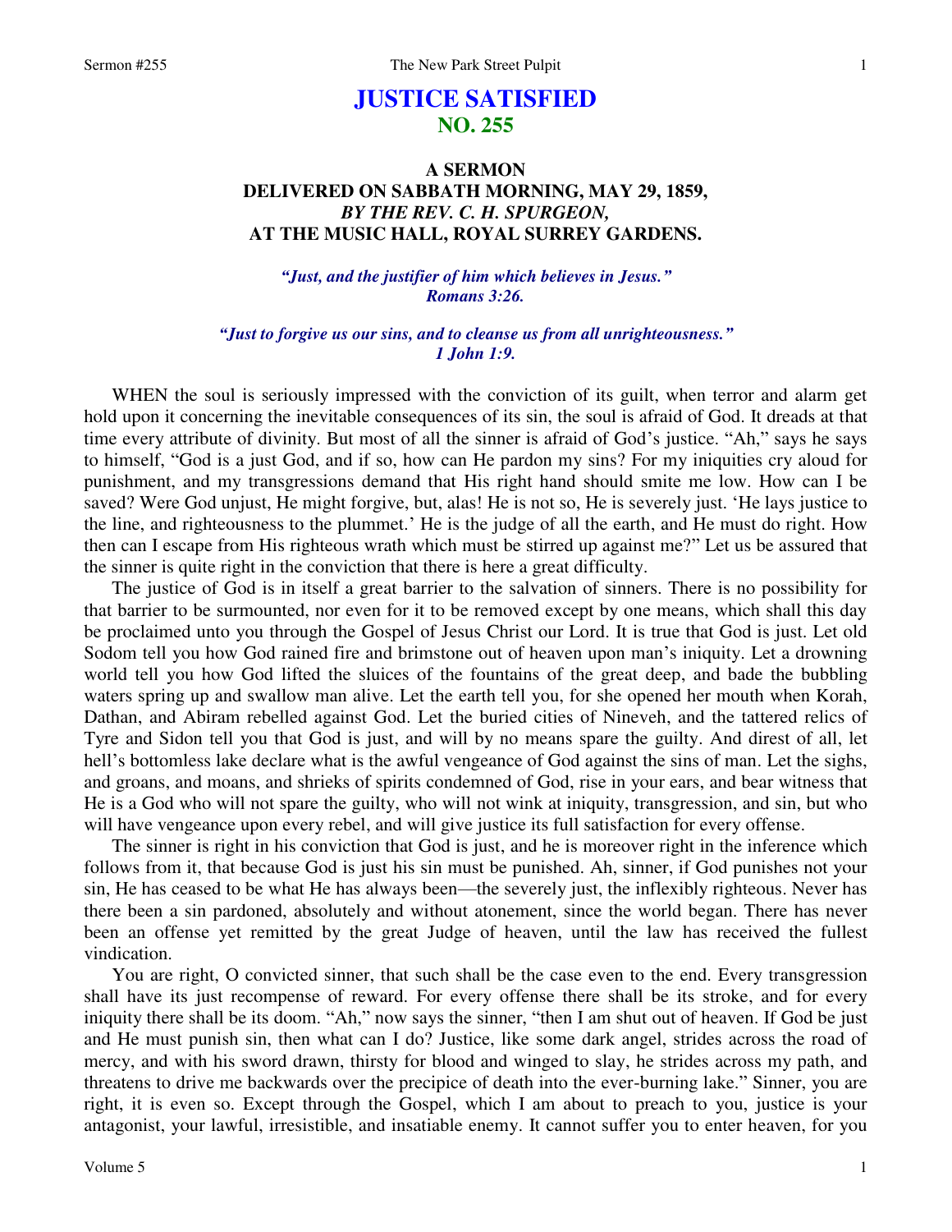# JUSTICE SATISFIED
## NO. 255

### A SERMON
### DELIVERED ON SABBATH MORNING, MAY 29, 1859,
### *BY THE REV. C. H. SPURGEON,*
### AT THE MUSIC HALL, ROYAL SURREY GARDENS.

*"Just, and the justifier of him which believes in Jesus."*
*Romans 3:26.*

*"Just to forgive us our sins, and to cleanse us from all unrighteousness."*
*1 John 1:9.*

WHEN the soul is seriously impressed with the conviction of its guilt, when terror and alarm get hold upon it concerning the inevitable consequences of its sin, the soul is afraid of God. It dreads at that time every attribute of divinity. But most of all the sinner is afraid of God's justice. "Ah," says he says to himself, "God is a just God, and if so, how can He pardon my sins? For my iniquities cry aloud for punishment, and my transgressions demand that His right hand should smite me low. How can I be saved? Were God unjust, He might forgive, but, alas! He is not so, He is severely just. 'He lays justice to the line, and righteousness to the plummet.' He is the judge of all the earth, and He must do right. How then can I escape from His righteous wrath which must be stirred up against me?" Let us be assured that the sinner is quite right in the conviction that there is here a great difficulty.

The justice of God is in itself a great barrier to the salvation of sinners. There is no possibility for that barrier to be surmounted, nor even for it to be removed except by one means, which shall this day be proclaimed unto you through the Gospel of Jesus Christ our Lord. It is true that God is just. Let old Sodom tell you how God rained fire and brimstone out of heaven upon man's iniquity. Let a drowning world tell you how God lifted the sluices of the fountains of the great deep, and bade the bubbling waters spring up and swallow man alive. Let the earth tell you, for she opened her mouth when Korah, Dathan, and Abiram rebelled against God. Let the buried cities of Nineveh, and the tattered relics of Tyre and Sidon tell you that God is just, and will by no means spare the guilty. And direst of all, let hell's bottomless lake declare what is the awful vengeance of God against the sins of man. Let the sighs, and groans, and moans, and shrieks of spirits condemned of God, rise in your ears, and bear witness that He is a God who will not spare the guilty, who will not wink at iniquity, transgression, and sin, but who will have vengeance upon every rebel, and will give justice its full satisfaction for every offense.

The sinner is right in his conviction that God is just, and he is moreover right in the inference which follows from it, that because God is just his sin must be punished. Ah, sinner, if God punishes not your sin, He has ceased to be what He has always been—the severely just, the inflexibly righteous. Never has there been a sin pardoned, absolutely and without atonement, since the world began. There has never been an offense yet remitted by the great Judge of heaven, until the law has received the fullest vindication.

You are right, O convicted sinner, that such shall be the case even to the end. Every transgression shall have its just recompense of reward. For every offense there shall be its stroke, and for every iniquity there shall be its doom. "Ah," now says the sinner, "then I am shut out of heaven. If God be just and He must punish sin, then what can I do? Justice, like some dark angel, strides across the road of mercy, and with his sword drawn, thirsty for blood and winged to slay, he strides across my path, and threatens to drive me backwards over the precipice of death into the ever-burning lake." Sinner, you are right, it is even so. Except through the Gospel, which I am about to preach to you, justice is your antagonist, your lawful, irresistible, and insatiable enemy. It cannot suffer you to enter heaven, for you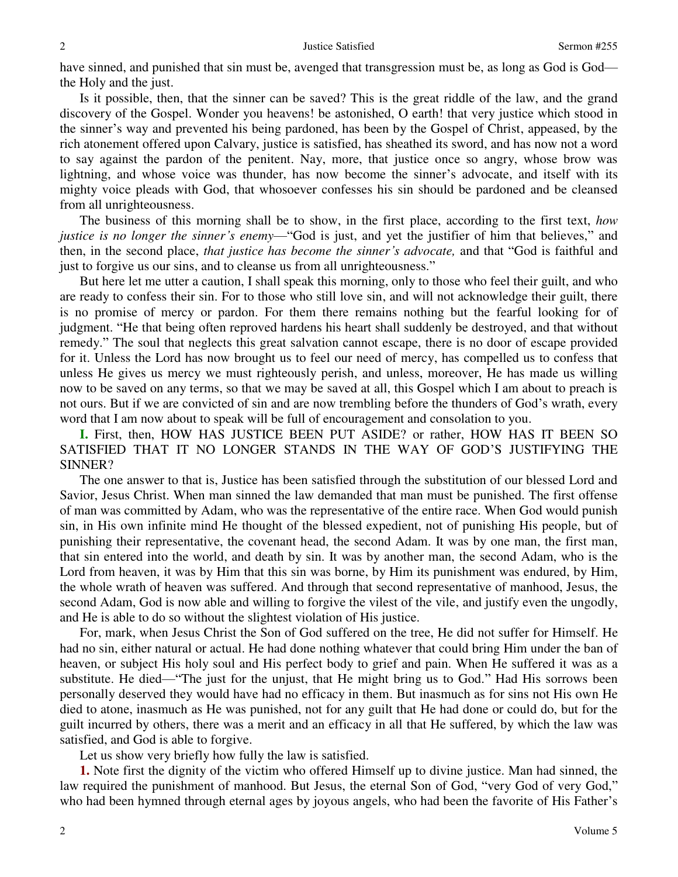have sinned, and punished that sin must be, avenged that transgression must be, as long as God is God—the Holy and the just.

Is it possible, then, that the sinner can be saved? This is the great riddle of the law, and the grand discovery of the Gospel. Wonder you heavens! be astonished, O earth! that very justice which stood in the sinner's way and prevented his being pardoned, has been by the Gospel of Christ, appeased, by the rich atonement offered upon Calvary, justice is satisfied, has sheathed its sword, and has now not a word to say against the pardon of the penitent. Nay, more, that justice once so angry, whose brow was lightning, and whose voice was thunder, has now become the sinner's advocate, and itself with its mighty voice pleads with God, that whosoever confesses his sin should be pardoned and be cleansed from all unrighteousness.

The business of this morning shall be to show, in the first place, according to the first text, *how justice is no longer the sinner's enemy*—"God is just, and yet the justifier of him that believes," and then, in the second place, *that justice has become the sinner's advocate,* and that "God is faithful and just to forgive us our sins, and to cleanse us from all unrighteousness."

But here let me utter a caution, I shall speak this morning, only to those who feel their guilt, and who are ready to confess their sin. For to those who still love sin, and will not acknowledge their guilt, there is no promise of mercy or pardon. For them there remains nothing but the fearful looking for of judgment. "He that being often reproved hardens his heart shall suddenly be destroyed, and that without remedy." The soul that neglects this great salvation cannot escape, there is no door of escape provided for it. Unless the Lord has now brought us to feel our need of mercy, has compelled us to confess that unless He gives us mercy we must righteously perish, and unless, moreover, He has made us willing now to be saved on any terms, so that we may be saved at all, this Gospel which I am about to preach is not ours. But if we are convicted of sin and are now trembling before the thunders of God's wrath, every word that I am now about to speak will be full of encouragement and consolation to you.

**I.** First, then, HOW HAS JUSTICE BEEN PUT ASIDE? or rather, HOW HAS IT BEEN SO SATISFIED THAT IT NO LONGER STANDS IN THE WAY OF GOD'S JUSTIFYING THE SINNER?

The one answer to that is, Justice has been satisfied through the substitution of our blessed Lord and Savior, Jesus Christ. When man sinned the law demanded that man must be punished. The first offense of man was committed by Adam, who was the representative of the entire race. When God would punish sin, in His own infinite mind He thought of the blessed expedient, not of punishing His people, but of punishing their representative, the covenant head, the second Adam. It was by one man, the first man, that sin entered into the world, and death by sin. It was by another man, the second Adam, who is the Lord from heaven, it was by Him that this sin was borne, by Him its punishment was endured, by Him, the whole wrath of heaven was suffered. And through that second representative of manhood, Jesus, the second Adam, God is now able and willing to forgive the vilest of the vile, and justify even the ungodly, and He is able to do so without the slightest violation of His justice.

For, mark, when Jesus Christ the Son of God suffered on the tree, He did not suffer for Himself. He had no sin, either natural or actual. He had done nothing whatever that could bring Him under the ban of heaven, or subject His holy soul and His perfect body to grief and pain. When He suffered it was as a substitute. He died—"The just for the unjust, that He might bring us to God." Had His sorrows been personally deserved they would have had no efficacy in them. But inasmuch as for sins not His own He died to atone, inasmuch as He was punished, not for any guilt that He had done or could do, but for the guilt incurred by others, there was a merit and an efficacy in all that He suffered, by which the law was satisfied, and God is able to forgive.

Let us show very briefly how fully the law is satisfied.

**1.** Note first the dignity of the victim who offered Himself up to divine justice. Man had sinned, the law required the punishment of manhood. But Jesus, the eternal Son of God, "very God of very God," who had been hymned through eternal ages by joyous angels, who had been the favorite of His Father's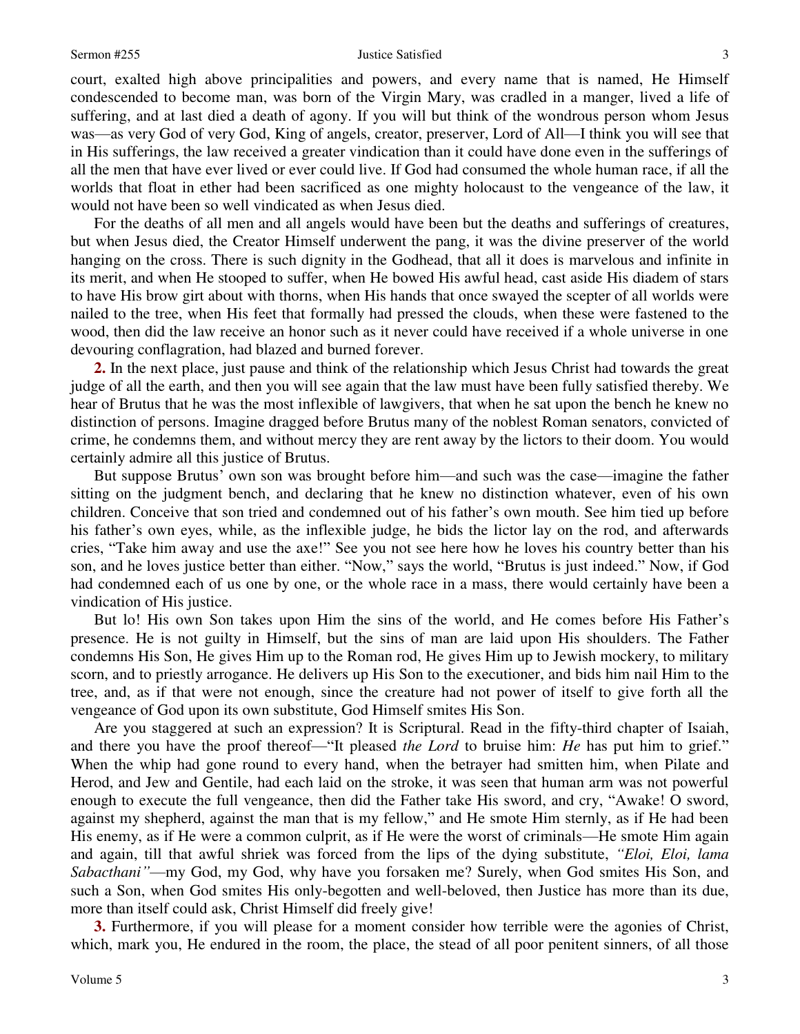court, exalted high above principalities and powers, and every name that is named, He Himself condescended to become man, was born of the Virgin Mary, was cradled in a manger, lived a life of suffering, and at last died a death of agony. If you will but think of the wondrous person whom Jesus was—as very God of very God, King of angels, creator, preserver, Lord of All—I think you will see that in His sufferings, the law received a greater vindication than it could have done even in the sufferings of all the men that have ever lived or ever could live. If God had consumed the whole human race, if all the worlds that float in ether had been sacrificed as one mighty holocaust to the vengeance of the law, it would not have been so well vindicated as when Jesus died.

For the deaths of all men and all angels would have been but the deaths and sufferings of creatures, but when Jesus died, the Creator Himself underwent the pang, it was the divine preserver of the world hanging on the cross. There is such dignity in the Godhead, that all it does is marvelous and infinite in its merit, and when He stooped to suffer, when He bowed His awful head, cast aside His diadem of stars to have His brow girt about with thorns, when His hands that once swayed the scepter of all worlds were nailed to the tree, when His feet that formally had pressed the clouds, when these were fastened to the wood, then did the law receive an honor such as it never could have received if a whole universe in one devouring conflagration, had blazed and burned forever.

**2.** In the next place, just pause and think of the relationship which Jesus Christ had towards the great judge of all the earth, and then you will see again that the law must have been fully satisfied thereby. We hear of Brutus that he was the most inflexible of lawgivers, that when he sat upon the bench he knew no distinction of persons. Imagine dragged before Brutus many of the noblest Roman senators, convicted of crime, he condemns them, and without mercy they are rent away by the lictors to their doom. You would certainly admire all this justice of Brutus.

But suppose Brutus' own son was brought before him—and such was the case—imagine the father sitting on the judgment bench, and declaring that he knew no distinction whatever, even of his own children. Conceive that son tried and condemned out of his father's own mouth. See him tied up before his father's own eyes, while, as the inflexible judge, he bids the lictor lay on the rod, and afterwards cries, "Take him away and use the axe!" See you not see here how he loves his country better than his son, and he loves justice better than either. "Now," says the world, "Brutus is just indeed." Now, if God had condemned each of us one by one, or the whole race in a mass, there would certainly have been a vindication of His justice.

But lo! His own Son takes upon Him the sins of the world, and He comes before His Father's presence. He is not guilty in Himself, but the sins of man are laid upon His shoulders. The Father condemns His Son, He gives Him up to the Roman rod, He gives Him up to Jewish mockery, to military scorn, and to priestly arrogance. He delivers up His Son to the executioner, and bids him nail Him to the tree, and, as if that were not enough, since the creature had not power of itself to give forth all the vengeance of God upon its own substitute, God Himself smites His Son.

Are you staggered at such an expression? It is Scriptural. Read in the fifty-third chapter of Isaiah, and there you have the proof thereof—"It pleased *the Lord* to bruise him: *He* has put him to grief." When the whip had gone round to every hand, when the betrayer had smitten him, when Pilate and Herod, and Jew and Gentile, had each laid on the stroke, it was seen that human arm was not powerful enough to execute the full vengeance, then did the Father take His sword, and cry, "Awake! O sword, against my shepherd, against the man that is my fellow," and He smote Him sternly, as if He had been His enemy, as if He were a common culprit, as if He were the worst of criminals—He smote Him again and again, till that awful shriek was forced from the lips of the dying substitute, *"Eloi, Eloi, lama Sabacthani"*—my God, my God, why have you forsaken me? Surely, when God smites His Son, and such a Son, when God smites His only-begotten and well-beloved, then Justice has more than its due, more than itself could ask, Christ Himself did freely give!

**3.** Furthermore, if you will please for a moment consider how terrible were the agonies of Christ, which, mark you, He endured in the room, the place, the stead of all poor penitent sinners, of all those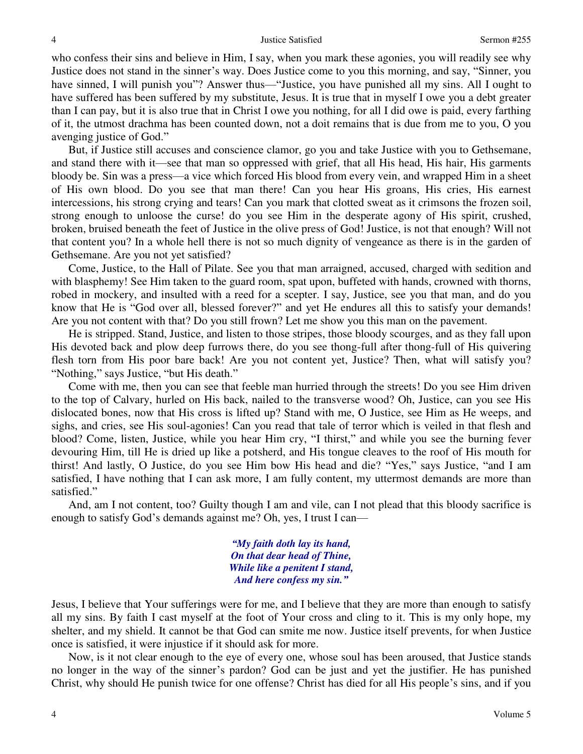who confess their sins and believe in Him, I say, when you mark these agonies, you will readily see why Justice does not stand in the sinner's way. Does Justice come to you this morning, and say, "Sinner, you have sinned, I will punish you"? Answer thus—"Justice, you have punished all my sins. All I ought to have suffered has been suffered by my substitute, Jesus. It is true that in myself I owe you a debt greater than I can pay, but it is also true that in Christ I owe you nothing, for all I did owe is paid, every farthing of it, the utmost drachma has been counted down, not a doit remains that is due from me to you, O you avenging justice of God."

But, if Justice still accuses and conscience clamor, go you and take Justice with you to Gethsemane, and stand there with it—see that man so oppressed with grief, that all His head, His hair, His garments bloody be. Sin was a press—a vice which forced His blood from every vein, and wrapped Him in a sheet of His own blood. Do you see that man there! Can you hear His groans, His cries, His earnest intercessions, his strong crying and tears! Can you mark that clotted sweat as it crimsons the frozen soil, strong enough to unloose the curse! do you see Him in the desperate agony of His spirit, crushed, broken, bruised beneath the feet of Justice in the olive press of God! Justice, is not that enough? Will not that content you? In a whole hell there is not so much dignity of vengeance as there is in the garden of Gethsemane. Are you not yet satisfied?

Come, Justice, to the Hall of Pilate. See you that man arraigned, accused, charged with sedition and with blasphemy! See Him taken to the guard room, spat upon, buffeted with hands, crowned with thorns, robed in mockery, and insulted with a reed for a scepter. I say, Justice, see you that man, and do you know that He is "God over all, blessed forever?" and yet He endures all this to satisfy your demands! Are you not content with that? Do you still frown? Let me show you this man on the pavement.

He is stripped. Stand, Justice, and listen to those stripes, those bloody scourges, and as they fall upon His devoted back and plow deep furrows there, do you see thong-full after thong-full of His quivering flesh torn from His poor bare back! Are you not content yet, Justice? Then, what will satisfy you? "Nothing," says Justice, "but His death."

Come with me, then you can see that feeble man hurried through the streets! Do you see Him driven to the top of Calvary, hurled on His back, nailed to the transverse wood? Oh, Justice, can you see His dislocated bones, now that His cross is lifted up? Stand with me, O Justice, see Him as He weeps, and sighs, and cries, see His soul-agonies! Can you read that tale of terror which is veiled in that flesh and blood? Come, listen, Justice, while you hear Him cry, "I thirst," and while you see the burning fever devouring Him, till He is dried up like a potsherd, and His tongue cleaves to the roof of His mouth for thirst! And lastly, O Justice, do you see Him bow His head and die? "Yes," says Justice, "and I am satisfied, I have nothing that I can ask more, I am fully content, my uttermost demands are more than satisfied."

And, am I not content, too? Guilty though I am and vile, can I not plead that this bloody sacrifice is enough to satisfy God's demands against me? Oh, yes, I trust I can—

> ***"My faith doth lay its hand,***
> ***On that dear head of Thine,***
> ***While like a penitent I stand,***
> ***And here confess my sin."***

Jesus, I believe that Your sufferings were for me, and I believe that they are more than enough to satisfy all my sins. By faith I cast myself at the foot of Your cross and cling to it. This is my only hope, my shelter, and my shield. It cannot be that God can smite me now. Justice itself prevents, for when Justice once is satisfied, it were injustice if it should ask for more.

Now, is it not clear enough to the eye of every one, whose soul has been aroused, that Justice stands no longer in the way of the sinner's pardon? God can be just and yet the justifier. He has punished Christ, why should He punish twice for one offense? Christ has died for all His people's sins, and if you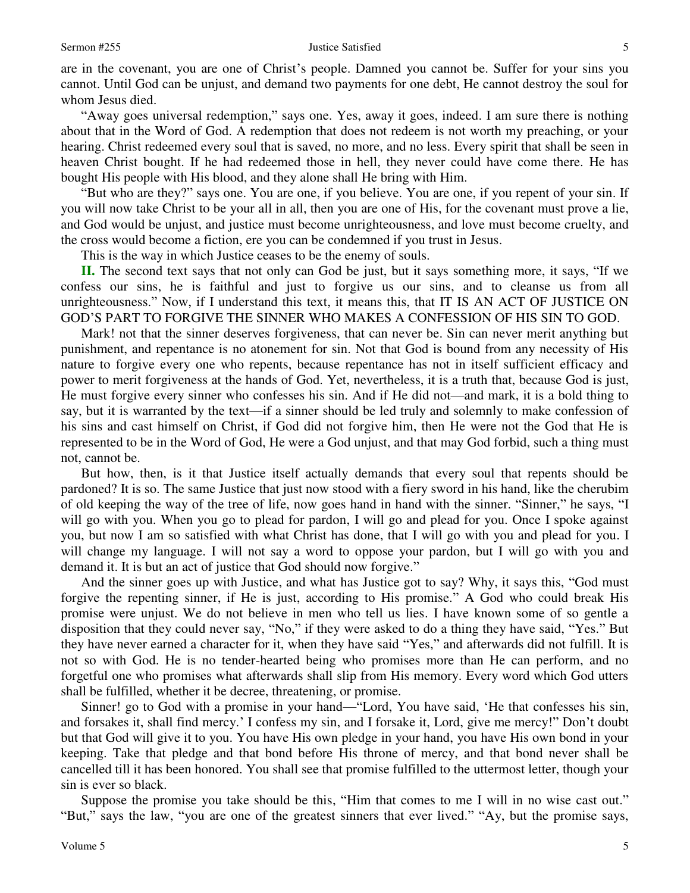are in the covenant, you are one of Christ's people. Damned you cannot be. Suffer for your sins you cannot. Until God can be unjust, and demand two payments for one debt, He cannot destroy the soul for whom Jesus died.

"Away goes universal redemption," says one. Yes, away it goes, indeed. I am sure there is nothing about that in the Word of God. A redemption that does not redeem is not worth my preaching, or your hearing. Christ redeemed every soul that is saved, no more, and no less. Every spirit that shall be seen in heaven Christ bought. If he had redeemed those in hell, they never could have come there. He has bought His people with His blood, and they alone shall He bring with Him.

"But who are they?" says one. You are one, if you believe. You are one, if you repent of your sin. If you will now take Christ to be your all in all, then you are one of His, for the covenant must prove a lie, and God would be unjust, and justice must become unrighteousness, and love must become cruelty, and the cross would become a fiction, ere you can be condemned if you trust in Jesus.

This is the way in which Justice ceases to be the enemy of souls.

**II.** The second text says that not only can God be just, but it says something more, it says, "If we confess our sins, he is faithful and just to forgive us our sins, and to cleanse us from all unrighteousness." Now, if I understand this text, it means this, that IT IS AN ACT OF JUSTICE ON GOD'S PART TO FORGIVE THE SINNER WHO MAKES A CONFESSION OF HIS SIN TO GOD.

Mark! not that the sinner deserves forgiveness, that can never be. Sin can never merit anything but punishment, and repentance is no atonement for sin. Not that God is bound from any necessity of His nature to forgive every one who repents, because repentance has not in itself sufficient efficacy and power to merit forgiveness at the hands of God. Yet, nevertheless, it is a truth that, because God is just, He must forgive every sinner who confesses his sin. And if He did not—and mark, it is a bold thing to say, but it is warranted by the text—if a sinner should be led truly and solemnly to make confession of his sins and cast himself on Christ, if God did not forgive him, then He were not the God that He is represented to be in the Word of God, He were a God unjust, and that may God forbid, such a thing must not, cannot be.

But how, then, is it that Justice itself actually demands that every soul that repents should be pardoned? It is so. The same Justice that just now stood with a fiery sword in his hand, like the cherubim of old keeping the way of the tree of life, now goes hand in hand with the sinner. "Sinner," he says, "I will go with you. When you go to plead for pardon, I will go and plead for you. Once I spoke against you, but now I am so satisfied with what Christ has done, that I will go with you and plead for you. I will change my language. I will not say a word to oppose your pardon, but I will go with you and demand it. It is but an act of justice that God should now forgive."

And the sinner goes up with Justice, and what has Justice got to say? Why, it says this, "God must forgive the repenting sinner, if He is just, according to His promise." A God who could break His promise were unjust. We do not believe in men who tell us lies. I have known some of so gentle a disposition that they could never say, "No," if they were asked to do a thing they have said, "Yes." But they have never earned a character for it, when they have said "Yes," and afterwards did not fulfill. It is not so with God. He is no tender-hearted being who promises more than He can perform, and no forgetful one who promises what afterwards shall slip from His memory. Every word which God utters shall be fulfilled, whether it be decree, threatening, or promise.

Sinner! go to God with a promise in your hand—"Lord, You have said, 'He that confesses his sin, and forsakes it, shall find mercy.' I confess my sin, and I forsake it, Lord, give me mercy!" Don't doubt but that God will give it to you. You have His own pledge in your hand, you have His own bond in your keeping. Take that pledge and that bond before His throne of mercy, and that bond never shall be cancelled till it has been honored. You shall see that promise fulfilled to the uttermost letter, though your sin is ever so black.

Suppose the promise you take should be this, "Him that comes to me I will in no wise cast out." "But," says the law, "you are one of the greatest sinners that ever lived." "Ay, but the promise says,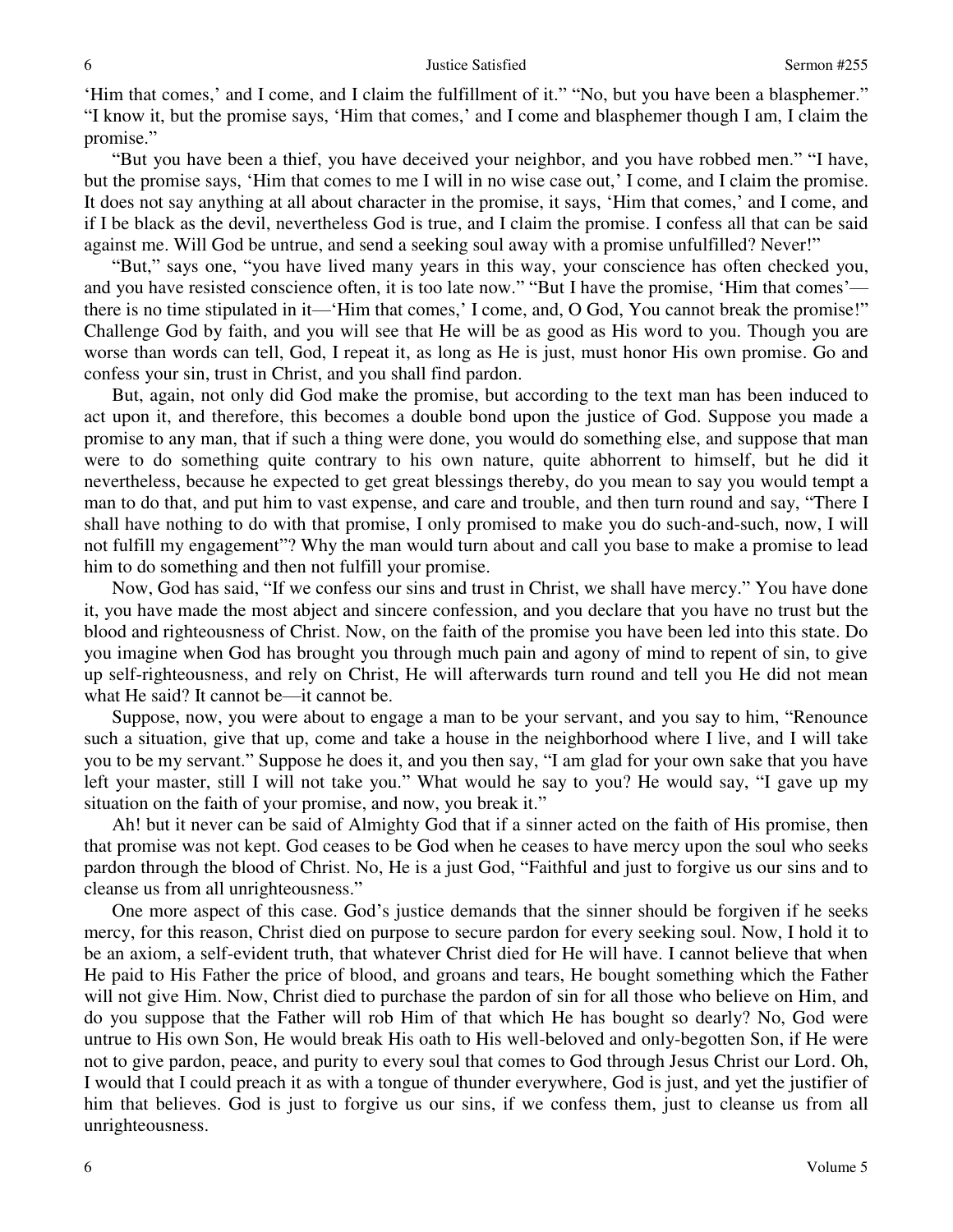'Him that comes,' and I come, and I claim the fulfillment of it." "No, but you have been a blasphemer." "I know it, but the promise says, 'Him that comes,' and I come and blasphemer though I am, I claim the promise."

"But you have been a thief, you have deceived your neighbor, and you have robbed men." "I have, but the promise says, 'Him that comes to me I will in no wise case out,' I come, and I claim the promise. It does not say anything at all about character in the promise, it says, 'Him that comes,' and I come, and if I be black as the devil, nevertheless God is true, and I claim the promise. I confess all that can be said against me. Will God be untrue, and send a seeking soul away with a promise unfulfilled? Never!"

"But," says one, "you have lived many years in this way, your conscience has often checked you, and you have resisted conscience often, it is too late now." "But I have the promise, 'Him that comes'—there is no time stipulated in it—'Him that comes,' I come, and, O God, You cannot break the promise!" Challenge God by faith, and you will see that He will be as good as His word to you. Though you are worse than words can tell, God, I repeat it, as long as He is just, must honor His own promise. Go and confess your sin, trust in Christ, and you shall find pardon.

But, again, not only did God make the promise, but according to the text man has been induced to act upon it, and therefore, this becomes a double bond upon the justice of God. Suppose you made a promise to any man, that if such a thing were done, you would do something else, and suppose that man were to do something quite contrary to his own nature, quite abhorrent to himself, but he did it nevertheless, because he expected to get great blessings thereby, do you mean to say you would tempt a man to do that, and put him to vast expense, and care and trouble, and then turn round and say, "There I shall have nothing to do with that promise, I only promised to make you do such-and-such, now, I will not fulfill my engagement"? Why the man would turn about and call you base to make a promise to lead him to do something and then not fulfill your promise.

Now, God has said, "If we confess our sins and trust in Christ, we shall have mercy." You have done it, you have made the most abject and sincere confession, and you declare that you have no trust but the blood and righteousness of Christ. Now, on the faith of the promise you have been led into this state. Do you imagine when God has brought you through much pain and agony of mind to repent of sin, to give up self-righteousness, and rely on Christ, He will afterwards turn round and tell you He did not mean what He said? It cannot be—it cannot be.

Suppose, now, you were about to engage a man to be your servant, and you say to him, "Renounce such a situation, give that up, come and take a house in the neighborhood where I live, and I will take you to be my servant." Suppose he does it, and you then say, "I am glad for your own sake that you have left your master, still I will not take you." What would he say to you? He would say, "I gave up my situation on the faith of your promise, and now, you break it."

Ah! but it never can be said of Almighty God that if a sinner acted on the faith of His promise, then that promise was not kept. God ceases to be God when he ceases to have mercy upon the soul who seeks pardon through the blood of Christ. No, He is a just God, "Faithful and just to forgive us our sins and to cleanse us from all unrighteousness."

One more aspect of this case. God's justice demands that the sinner should be forgiven if he seeks mercy, for this reason, Christ died on purpose to secure pardon for every seeking soul. Now, I hold it to be an axiom, a self-evident truth, that whatever Christ died for He will have. I cannot believe that when He paid to His Father the price of blood, and groans and tears, He bought something which the Father will not give Him. Now, Christ died to purchase the pardon of sin for all those who believe on Him, and do you suppose that the Father will rob Him of that which He has bought so dearly? No, God were untrue to His own Son, He would break His oath to His well-beloved and only-begotten Son, if He were not to give pardon, peace, and purity to every soul that comes to God through Jesus Christ our Lord. Oh, I would that I could preach it as with a tongue of thunder everywhere, God is just, and yet the justifier of him that believes. God is just to forgive us our sins, if we confess them, just to cleanse us from all unrighteousness.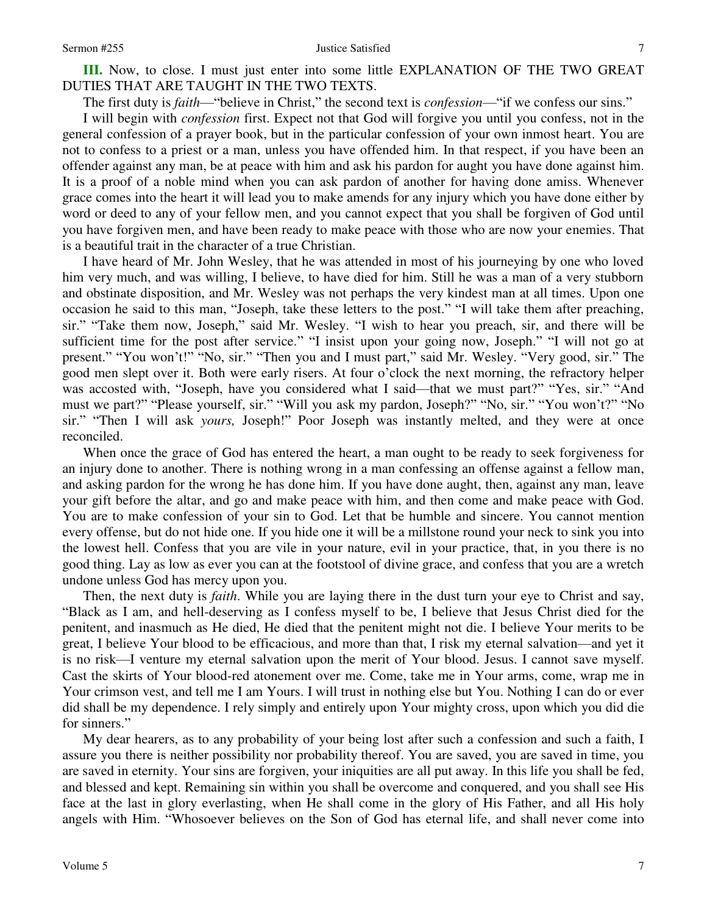**III.** Now, to close. I must just enter into some little EXPLANATION OF THE TWO GREAT DUTIES THAT ARE TAUGHT IN THE TWO TEXTS.

The first duty is *faith*—"believe in Christ," the second text is *confession*—"if we confess our sins."

I will begin with *confession* first. Expect not that God will forgive you until you confess, not in the general confession of a prayer book, but in the particular confession of your own inmost heart. You are not to confess to a priest or a man, unless you have offended him. In that respect, if you have been an offender against any man, be at peace with him and ask his pardon for aught you have done against him. It is a proof of a noble mind when you can ask pardon of another for having done amiss. Whenever grace comes into the heart it will lead you to make amends for any injury which you have done either by word or deed to any of your fellow men, and you cannot expect that you shall be forgiven of God until you have forgiven men, and have been ready to make peace with those who are now your enemies. That is a beautiful trait in the character of a true Christian.

I have heard of Mr. John Wesley, that he was attended in most of his journeying by one who loved him very much, and was willing, I believe, to have died for him. Still he was a man of a very stubborn and obstinate disposition, and Mr. Wesley was not perhaps the very kindest man at all times. Upon one occasion he said to this man, "Joseph, take these letters to the post." "I will take them after preaching, sir." "Take them now, Joseph," said Mr. Wesley. "I wish to hear you preach, sir, and there will be sufficient time for the post after service." "I insist upon your going now, Joseph." "I will not go at present." "You won't!" "No, sir." "Then you and I must part," said Mr. Wesley. "Very good, sir." The good men slept over it. Both were early risers. At four o'clock the next morning, the refractory helper was accosted with, "Joseph, have you considered what I said—that we must part?" "Yes, sir." "And must we part?" "Please yourself, sir." "Will you ask my pardon, Joseph?" "No, sir." "You won't?" "No sir." "Then I will ask *yours,* Joseph!" Poor Joseph was instantly melted, and they were at once reconciled.

When once the grace of God has entered the heart, a man ought to be ready to seek forgiveness for an injury done to another. There is nothing wrong in a man confessing an offense against a fellow man, and asking pardon for the wrong he has done him. If you have done aught, then, against any man, leave your gift before the altar, and go and make peace with him, and then come and make peace with God. You are to make confession of your sin to God. Let that be humble and sincere. You cannot mention every offense, but do not hide one. If you hide one it will be a millstone round your neck to sink you into the lowest hell. Confess that you are vile in your nature, evil in your practice, that, in you there is no good thing. Lay as low as ever you can at the footstool of divine grace, and confess that you are a wretch undone unless God has mercy upon you.

Then, the next duty is *faith*. While you are laying there in the dust turn your eye to Christ and say, "Black as I am, and hell-deserving as I confess myself to be, I believe that Jesus Christ died for the penitent, and inasmuch as He died, He died that the penitent might not die. I believe Your merits to be great, I believe Your blood to be efficacious, and more than that, I risk my eternal salvation—and yet it is no risk—I venture my eternal salvation upon the merit of Your blood. Jesus. I cannot save myself. Cast the skirts of Your blood-red atonement over me. Come, take me in Your arms, come, wrap me in Your crimson vest, and tell me I am Yours. I will trust in nothing else but You. Nothing I can do or ever did shall be my dependence. I rely simply and entirely upon Your mighty cross, upon which you did die for sinners."

My dear hearers, as to any probability of your being lost after such a confession and such a faith, I assure you there is neither possibility nor probability thereof. You are saved, you are saved in time, you are saved in eternity. Your sins are forgiven, your iniquities are all put away. In this life you shall be fed, and blessed and kept. Remaining sin within you shall be overcome and conquered, and you shall see His face at the last in glory everlasting, when He shall come in the glory of His Father, and all His holy angels with Him. "Whosoever believes on the Son of God has eternal life, and shall never come into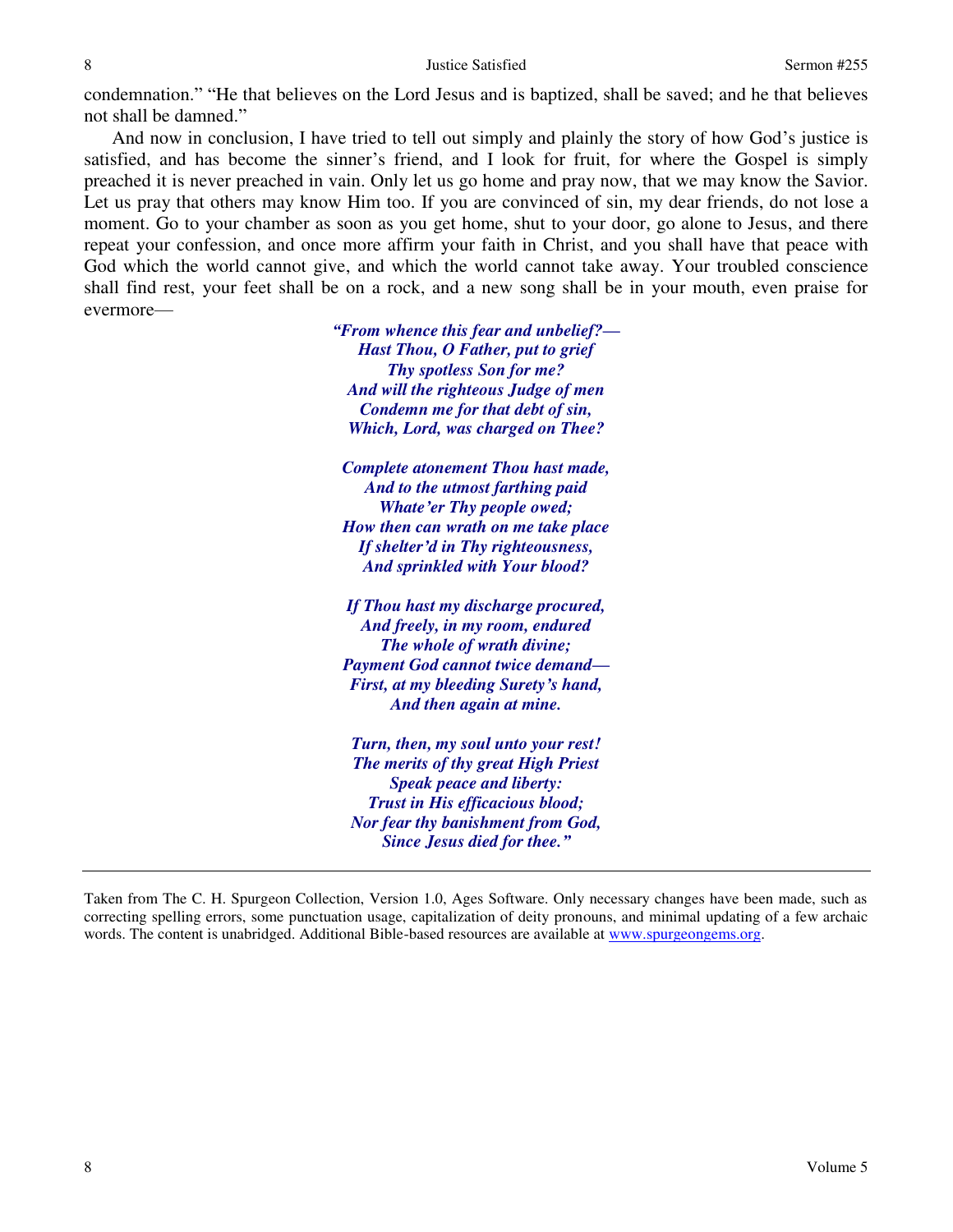condemnation." "He that believes on the Lord Jesus and is baptized, shall be saved; and he that believes not shall be damned."

And now in conclusion, I have tried to tell out simply and plainly the story of how God's justice is satisfied, and has become the sinner's friend, and I look for fruit, for where the Gospel is simply preached it is never preached in vain. Only let us go home and pray now, that we may know the Savior. Let us pray that others may know Him too. If you are convinced of sin, my dear friends, do not lose a moment. Go to your chamber as soon as you get home, shut to your door, go alone to Jesus, and there repeat your confession, and once more affirm your faith in Christ, and you shall have that peace with God which the world cannot give, and which the world cannot take away. Your troubled conscience shall find rest, your feet shall be on a rock, and a new song shall be in your mouth, even praise for evermore—

***"From whence this fear and unbelief?—***
***Hast Thou, O Father, put to grief***
***Thy spotless Son for me?***
***And will the righteous Judge of men***
***Condemn me for that debt of sin,***
***Which, Lord, was charged on Thee?***

***Complete atonement Thou hast made,***
***And to the utmost farthing paid***
***Whate'er Thy people owed;***
***How then can wrath on me take place***
***If shelter'd in Thy righteousness,***
***And sprinkled with Your blood?***

***If Thou hast my discharge procured,***
***And freely, in my room, endured***
***The whole of wrath divine;***
***Payment God cannot twice demand—***
***First, at my bleeding Surety's hand,***
***And then again at mine.***

***Turn, then, my soul unto your rest!***
***The merits of thy great High Priest***
***Speak peace and liberty:***
***Trust in His efficacious blood;***
***Nor fear thy banishment from God,***
***Since Jesus died for thee."***

---

Taken from The C. H. Spurgeon Collection, Version 1.0, Ages Software. Only necessary changes have been made, such as correcting spelling errors, some punctuation usage, capitalization of deity pronouns, and minimal updating of a few archaic words. The content is unabridged. Additional Bible-based resources are available at www.spurgeongems.org.